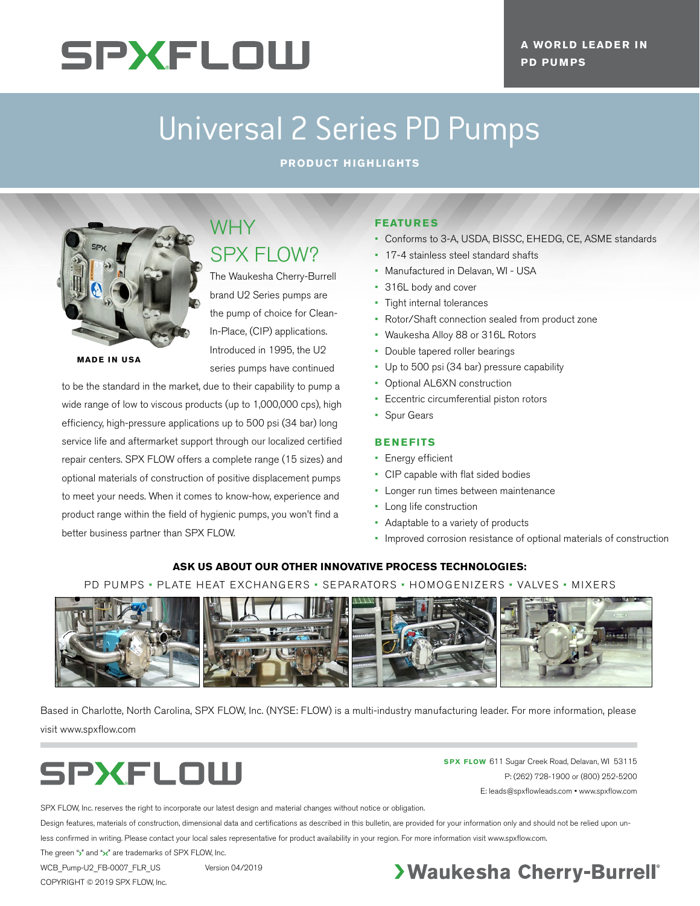# SPXFLOW

**A WORLD LEADER IN PD PUMPS**

# Universal 2 Series PD Pumps

**PRODUCT HIGHLIGHTS**

**MADE IN USA**

## WHY SPX FLOW?

The Waukesha Cherry-Burrell brand U2 Series pumps are the pump of choice for Clean-In-Place, (CIP) applications. Introduced in 1995, the U2 series pumps have continued to be the standard in the market, due to their capability to pump a wide range of low to viscous products (up to 1,000,000 cps), high efficiency, high-pressure applications up to 500 psi (34 bar) long service life and aftermarket support through our localized certified repair centers. SPX FLOW offers a complete range (15 sizes) and optional materials of construction of positive displacement pumps to meet your needs. When it comes to know-how, experience and product range within the field of hygienic pumps, you won't find a better business partner than SPX FLOW.

## FEATURES

- Conforms to 3-A, USDA, BISSC, EHEDG, CE, ASME standards
- 17-4 stainless steel standard shafts
- Manufactured in Delavan, WI - USA
- 316L body and cover
- Tight internal tolerances
- Rotor/Shaft connection sealed from product zone
- Waukesha Alloy 88 or 316L Rotors
- Double tapered roller bearings
- Up to 500 psi (34 bar) pressure capability
- Optional AL6XN construction
- Eccentric circumferential piston rotors
- Spur Gears

## BENEFITS

- Energy efficient
- CIP capable with flat sided bodies
- Longer run times between maintenance
- Long life construction
- Adaptable to a variety of products
- Improved corrosion resistance of optional materials of construction

**ASK US ABOUT OUR OTHER INNOVATIVE PROCESS TECHNOLOGIES:**

PD PUMPS ▪ PLATE HEAT EXCHANGERS ▪ SEPARATORS ▪ HOMOGENIZERS ▪ VALVES ▪ MIXERS

Based in Charlotte, North Carolina, SPX FLOW, Inc. (NYSE: FLOW) is a multi-industry manufacturing leader. For more information, please visit www.spxflow.com

# SPXFLOW

**SPX FLOW** 611 Sugar Creek Road, Delavan, WI 53115
P: (262) 728-1900 or (800) 252-5200
E: leads@spxflowleads.com ▪ www.spxflow.com

SPX FLOW, Inc. reserves the right to incorporate our latest design and material changes without notice or obligation.

Design features, materials of construction, dimensional data and certifications as described in this bulletin, are provided for your information only and should not be relied upon unless confirmed in writing. Please contact your local sales representative for product availability in your region. For more information visit www.spxflow.com.

The green ">" and "x" are trademarks of SPX FLOW, Inc.

WCB_Pump-U2_FB-0007_FLR_US Version 04/2019

COPYRIGHT © 2019 SPX FLOW, Inc.

**›Waukesha Cherry-Burrell®**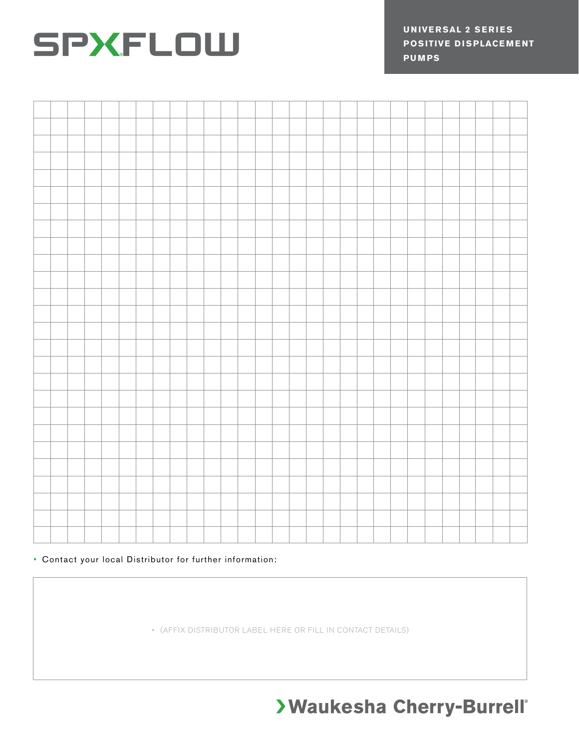SPXFLOW

UNIVERSAL 2 SERIES
POSITIVE DISPLACEMENT
PUMPS

- Contact your local Distributor for further information:

- (AFFIX DISTRIBUTOR LABEL HERE OR FILL IN CONTACT DETAILS)

Waukesha Cherry-Burrell®